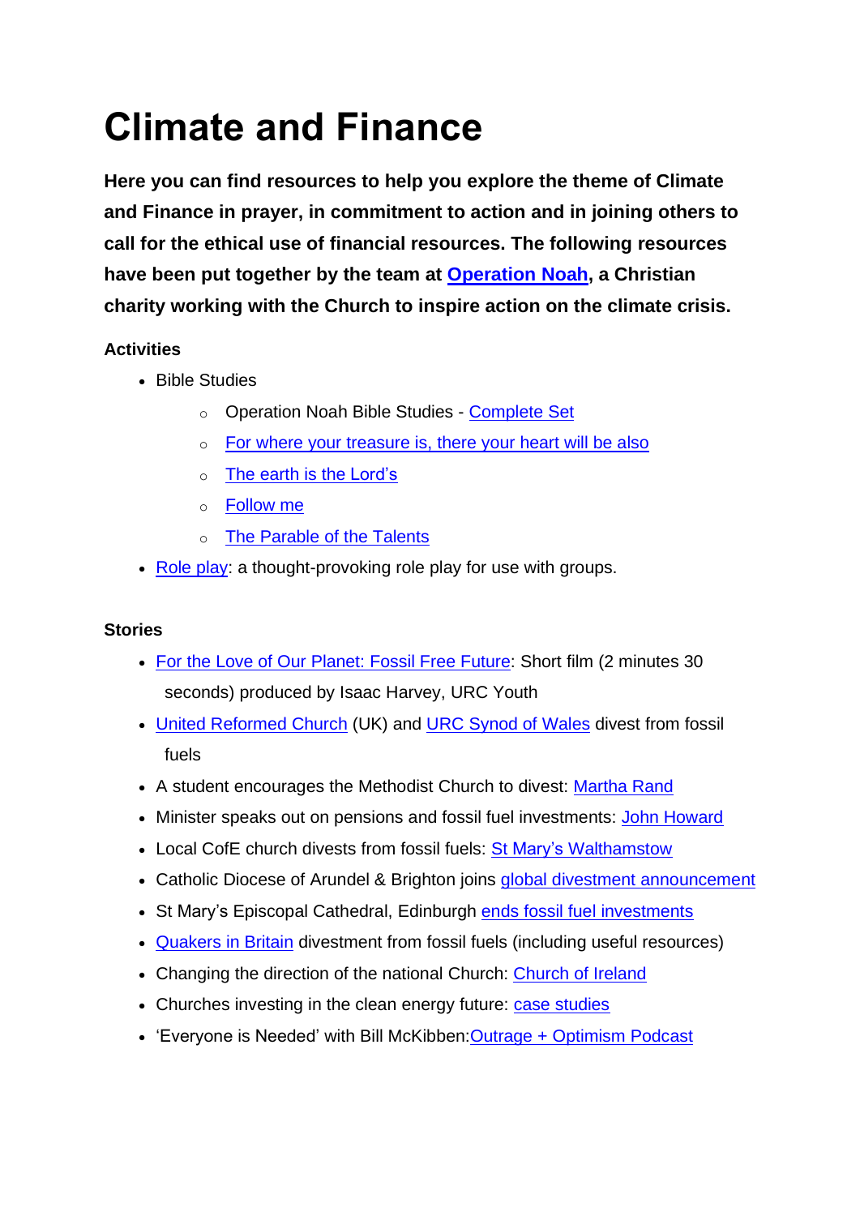# Climate and Finance

**Here you can find resources to help you explore the theme of Climate and Finance in prayer, in commitment to action and in joining others to call for the ethical use of financial resources. The following resources have been put together by the team at Operation Noah, a Christian charity working with the Church to inspire action on the climate crisis.**

**Activities**

- Bible Studies
  - Operation Noah Bible Studies - Complete Set
  - For where your treasure is, there your heart will be also
  - The earth is the Lord's
  - Follow me
  - The Parable of the Talents
- Role play: a thought-provoking role play for use with groups.

**Stories**

- For the Love of Our Planet: Fossil Free Future: Short film (2 minutes 30 seconds) produced by Isaac Harvey, URC Youth
- United Reformed Church (UK) and URC Synod of Wales divest from fossil fuels
- A student encourages the Methodist Church to divest: Martha Rand
- Minister speaks out on pensions and fossil fuel investments: John Howard
- Local CofE church divests from fossil fuels: St Mary's Walthamstow
- Catholic Diocese of Arundel & Brighton joins global divestment announcement
- St Mary's Episcopal Cathedral, Edinburgh ends fossil fuel investments
- Quakers in Britain divestment from fossil fuels (including useful resources)
- Changing the direction of the national Church: Church of Ireland
- Churches investing in the clean energy future: case studies
- 'Everyone is Needed' with Bill McKibben:Outrage + Optimism Podcast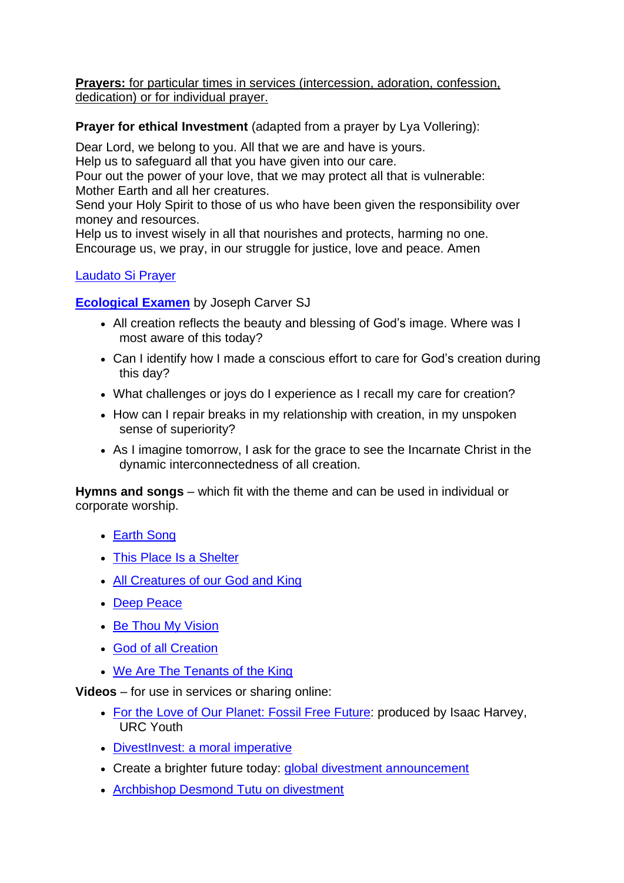**Prayers:** for particular times in services (intercession, adoration, confession, dedication) or for individual prayer.

**Prayer for ethical Investment** (adapted from a prayer by Lya Vollering):

Dear Lord, we belong to you. All that we are and have is yours.
Help us to safeguard all that you have given into our care.
Pour out the power of your love, that we may protect all that is vulnerable:
Mother Earth and all her creatures.
Send your Holy Spirit to those of us who have been given the responsibility over money and resources.
Help us to invest wisely in all that nourishes and protects, harming no one.
Encourage us, we pray, in our struggle for justice, love and peace. Amen

Laudato Si Prayer

**Ecological Examen** by Joseph Carver SJ

- All creation reflects the beauty and blessing of God's image. Where was I most aware of this today?
- Can I identify how I made a conscious effort to care for God's creation during this day?
- What challenges or joys do I experience as I recall my care for creation?
- How can I repair breaks in my relationship with creation, in my unspoken sense of superiority?
- As I imagine tomorrow, I ask for the grace to see the Incarnate Christ in the dynamic interconnectedness of all creation.

**Hymns and songs** – which fit with the theme and can be used in individual or corporate worship.

- Earth Song
- This Place Is a Shelter
- All Creatures of our God and King
- Deep Peace
- Be Thou My Vision
- God of all Creation
- We Are The Tenants of the King

**Videos** – for use in services or sharing online:

- For the Love of Our Planet: Fossil Free Future: produced by Isaac Harvey, URC Youth
- DivestInvest: a moral imperative
- Create a brighter future today: global divestment announcement
- Archbishop Desmond Tutu on divestment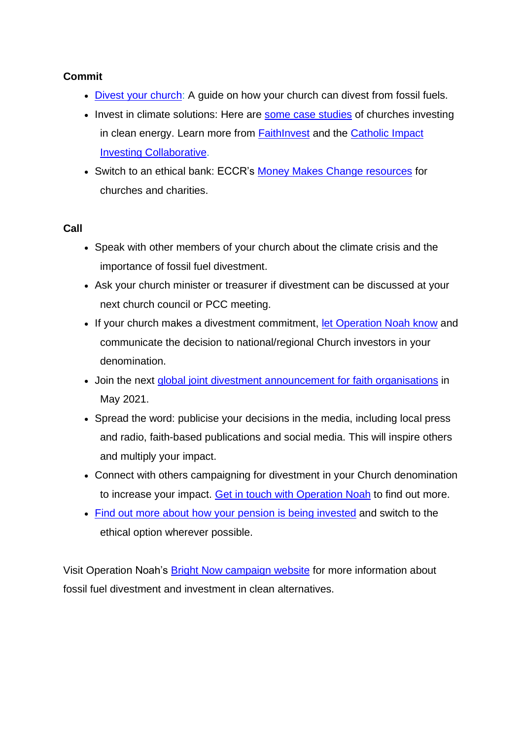**Commit**

- Divest your church: A guide on how your church can divest from fossil fuels.
- Invest in climate solutions: Here are some case studies of churches investing in clean energy. Learn more from FaithInvest and the Catholic Impact Investing Collaborative.
- Switch to an ethical bank: ECCR's Money Makes Change resources for churches and charities.

**Call**

- Speak with other members of your church about the climate crisis and the importance of fossil fuel divestment.
- Ask your church minister or treasurer if divestment can be discussed at your next church council or PCC meeting.
- If your church makes a divestment commitment, let Operation Noah know and communicate the decision to national/regional Church investors in your denomination.
- Join the next global joint divestment announcement for faith organisations in May 2021.
- Spread the word: publicise your decisions in the media, including local press and radio, faith-based publications and social media. This will inspire others and multiply your impact.
- Connect with others campaigning for divestment in your Church denomination to increase your impact. Get in touch with Operation Noah to find out more.
- Find out more about how your pension is being invested and switch to the ethical option wherever possible.

Visit Operation Noah's Bright Now campaign website for more information about fossil fuel divestment and investment in clean alternatives.